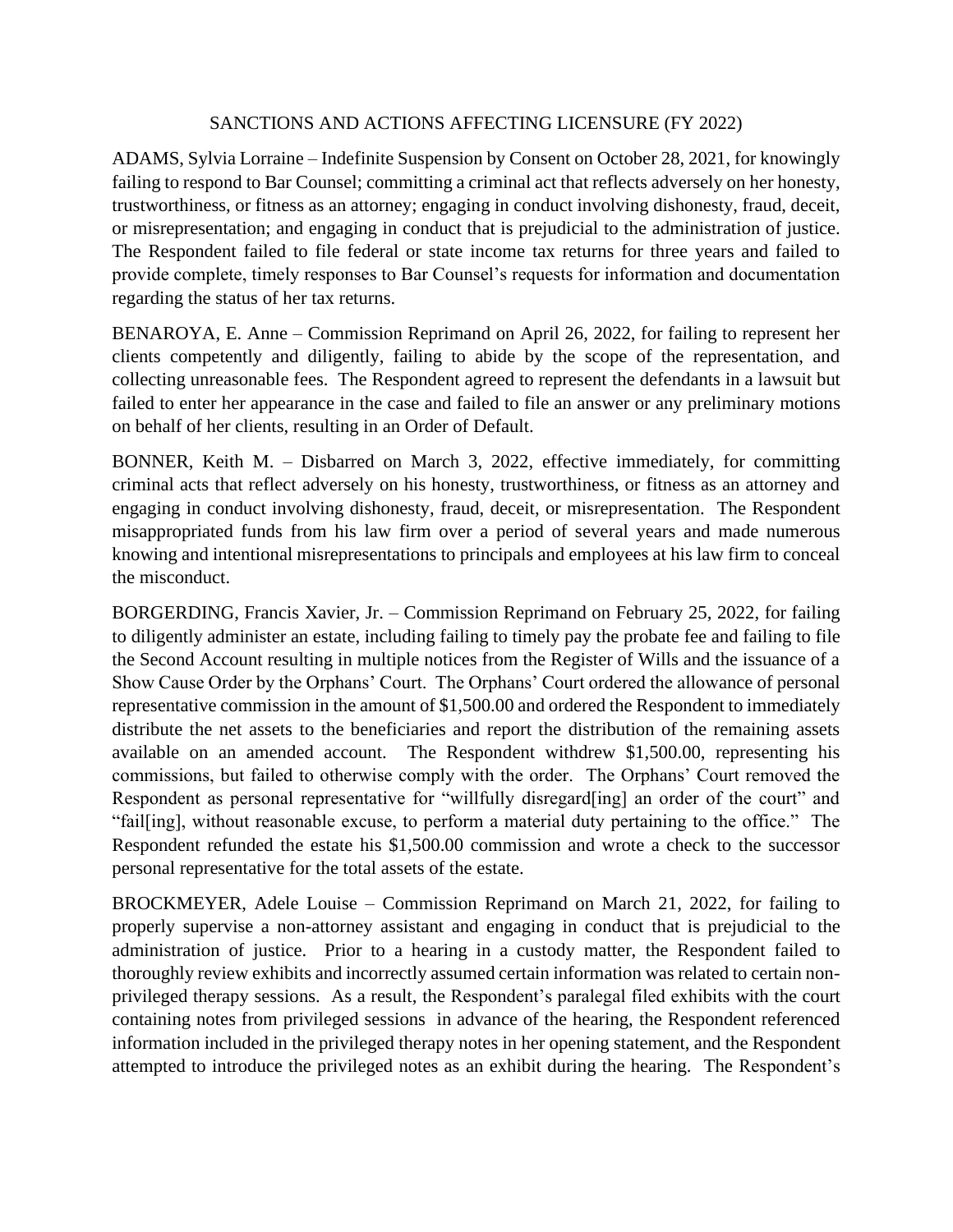# SANCTIONS AND ACTIONS AFFECTING LICENSURE (FY 2022)

ADAMS, Sylvia Lorraine – Indefinite Suspension by Consent on October 28, 2021, for knowingly failing to respond to Bar Counsel; committing a criminal act that reflects adversely on her honesty, trustworthiness, or fitness as an attorney; engaging in conduct involving dishonesty, fraud, deceit, or misrepresentation; and engaging in conduct that is prejudicial to the administration of justice. The Respondent failed to file federal or state income tax returns for three years and failed to provide complete, timely responses to Bar Counsel's requests for information and documentation regarding the status of her tax returns.

BENAROYA, E. Anne – Commission Reprimand on April 26, 2022, for failing to represent her clients competently and diligently, failing to abide by the scope of the representation, and collecting unreasonable fees. The Respondent agreed to represent the defendants in a lawsuit but failed to enter her appearance in the case and failed to file an answer or any preliminary motions on behalf of her clients, resulting in an Order of Default.

BONNER, Keith M. – Disbarred on March 3, 2022, effective immediately, for committing criminal acts that reflect adversely on his honesty, trustworthiness, or fitness as an attorney and engaging in conduct involving dishonesty, fraud, deceit, or misrepresentation. The Respondent misappropriated funds from his law firm over a period of several years and made numerous knowing and intentional misrepresentations to principals and employees at his law firm to conceal the misconduct.

BORGERDING, Francis Xavier, Jr. – Commission Reprimand on February 25, 2022, for failing to diligently administer an estate, including failing to timely pay the probate fee and failing to file the Second Account resulting in multiple notices from the Register of Wills and the issuance of a Show Cause Order by the Orphans' Court. The Orphans' Court ordered the allowance of personal representative commission in the amount of $1,500.00 and ordered the Respondent to immediately distribute the net assets to the beneficiaries and report the distribution of the remaining assets available on an amended account. The Respondent withdrew $1,500.00, representing his commissions, but failed to otherwise comply with the order. The Orphans' Court removed the Respondent as personal representative for "willfully disregard[ing] an order of the court" and "fail[ing], without reasonable excuse, to perform a material duty pertaining to the office." The Respondent refunded the estate his $1,500.00 commission and wrote a check to the successor personal representative for the total assets of the estate.

BROCKMEYER, Adele Louise – Commission Reprimand on March 21, 2022, for failing to properly supervise a non-attorney assistant and engaging in conduct that is prejudicial to the administration of justice. Prior to a hearing in a custody matter, the Respondent failed to thoroughly review exhibits and incorrectly assumed certain information was related to certain non-privileged therapy sessions. As a result, the Respondent's paralegal filed exhibits with the court containing notes from privileged sessions in advance of the hearing, the Respondent referenced information included in the privileged therapy notes in her opening statement, and the Respondent attempted to introduce the privileged notes as an exhibit during the hearing. The Respondent's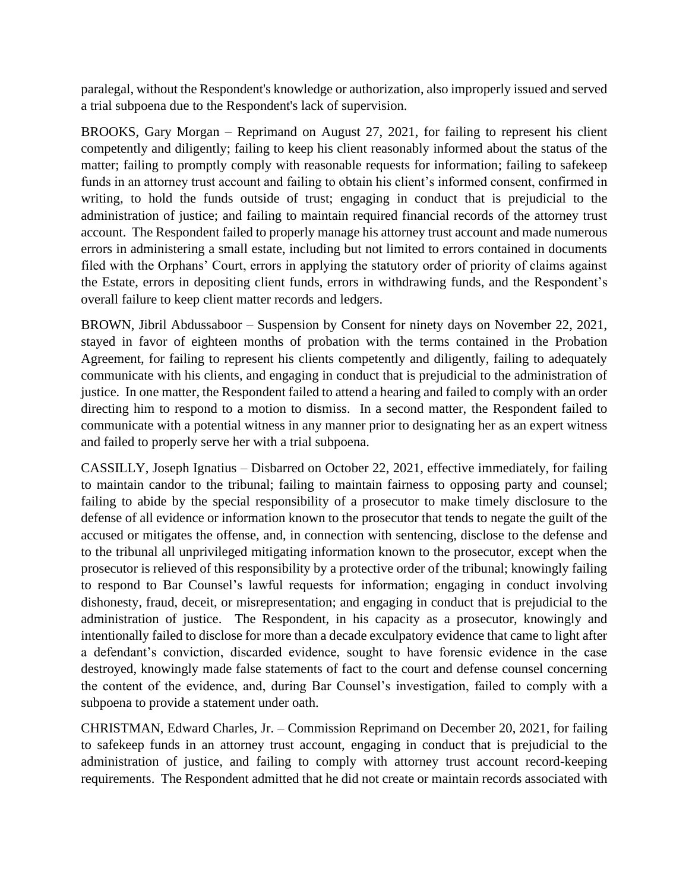paralegal, without the Respondent's knowledge or authorization, also improperly issued and served a trial subpoena due to the Respondent's lack of supervision.

BROOKS, Gary Morgan – Reprimand on August 27, 2021, for failing to represent his client competently and diligently; failing to keep his client reasonably informed about the status of the matter; failing to promptly comply with reasonable requests for information; failing to safekeep funds in an attorney trust account and failing to obtain his client's informed consent, confirmed in writing, to hold the funds outside of trust; engaging in conduct that is prejudicial to the administration of justice; and failing to maintain required financial records of the attorney trust account. The Respondent failed to properly manage his attorney trust account and made numerous errors in administering a small estate, including but not limited to errors contained in documents filed with the Orphans' Court, errors in applying the statutory order of priority of claims against the Estate, errors in depositing client funds, errors in withdrawing funds, and the Respondent's overall failure to keep client matter records and ledgers.

BROWN, Jibril Abdussaboor – Suspension by Consent for ninety days on November 22, 2021, stayed in favor of eighteen months of probation with the terms contained in the Probation Agreement, for failing to represent his clients competently and diligently, failing to adequately communicate with his clients, and engaging in conduct that is prejudicial to the administration of justice. In one matter, the Respondent failed to attend a hearing and failed to comply with an order directing him to respond to a motion to dismiss. In a second matter, the Respondent failed to communicate with a potential witness in any manner prior to designating her as an expert witness and failed to properly serve her with a trial subpoena.

CASSILLY, Joseph Ignatius – Disbarred on October 22, 2021, effective immediately, for failing to maintain candor to the tribunal; failing to maintain fairness to opposing party and counsel; failing to abide by the special responsibility of a prosecutor to make timely disclosure to the defense of all evidence or information known to the prosecutor that tends to negate the guilt of the accused or mitigates the offense, and, in connection with sentencing, disclose to the defense and to the tribunal all unprivileged mitigating information known to the prosecutor, except when the prosecutor is relieved of this responsibility by a protective order of the tribunal; knowingly failing to respond to Bar Counsel's lawful requests for information; engaging in conduct involving dishonesty, fraud, deceit, or misrepresentation; and engaging in conduct that is prejudicial to the administration of justice. The Respondent, in his capacity as a prosecutor, knowingly and intentionally failed to disclose for more than a decade exculpatory evidence that came to light after a defendant's conviction, discarded evidence, sought to have forensic evidence in the case destroyed, knowingly made false statements of fact to the court and defense counsel concerning the content of the evidence, and, during Bar Counsel's investigation, failed to comply with a subpoena to provide a statement under oath.

CHRISTMAN, Edward Charles, Jr. – Commission Reprimand on December 20, 2021, for failing to safekeep funds in an attorney trust account, engaging in conduct that is prejudicial to the administration of justice, and failing to comply with attorney trust account record-keeping requirements. The Respondent admitted that he did not create or maintain records associated with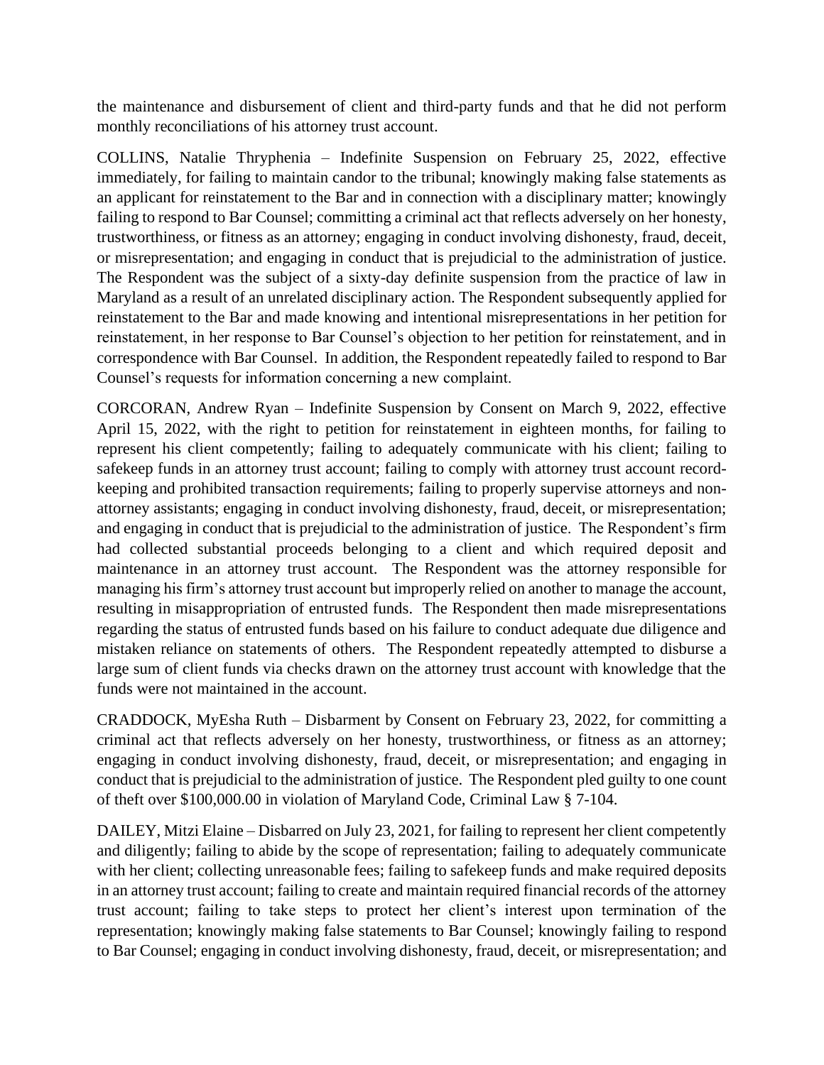the maintenance and disbursement of client and third-party funds and that he did not perform monthly reconciliations of his attorney trust account.

COLLINS, Natalie Thryphenia – Indefinite Suspension on February 25, 2022, effective immediately, for failing to maintain candor to the tribunal; knowingly making false statements as an applicant for reinstatement to the Bar and in connection with a disciplinary matter; knowingly failing to respond to Bar Counsel; committing a criminal act that reflects adversely on her honesty, trustworthiness, or fitness as an attorney; engaging in conduct involving dishonesty, fraud, deceit, or misrepresentation; and engaging in conduct that is prejudicial to the administration of justice. The Respondent was the subject of a sixty-day definite suspension from the practice of law in Maryland as a result of an unrelated disciplinary action. The Respondent subsequently applied for reinstatement to the Bar and made knowing and intentional misrepresentations in her petition for reinstatement, in her response to Bar Counsel's objection to her petition for reinstatement, and in correspondence with Bar Counsel. In addition, the Respondent repeatedly failed to respond to Bar Counsel's requests for information concerning a new complaint.

CORCORAN, Andrew Ryan – Indefinite Suspension by Consent on March 9, 2022, effective April 15, 2022, with the right to petition for reinstatement in eighteen months, for failing to represent his client competently; failing to adequately communicate with his client; failing to safekeep funds in an attorney trust account; failing to comply with attorney trust account record-keeping and prohibited transaction requirements; failing to properly supervise attorneys and non-attorney assistants; engaging in conduct involving dishonesty, fraud, deceit, or misrepresentation; and engaging in conduct that is prejudicial to the administration of justice. The Respondent's firm had collected substantial proceeds belonging to a client and which required deposit and maintenance in an attorney trust account. The Respondent was the attorney responsible for managing his firm's attorney trust account but improperly relied on another to manage the account, resulting in misappropriation of entrusted funds. The Respondent then made misrepresentations regarding the status of entrusted funds based on his failure to conduct adequate due diligence and mistaken reliance on statements of others. The Respondent repeatedly attempted to disburse a large sum of client funds via checks drawn on the attorney trust account with knowledge that the funds were not maintained in the account.

CRADDOCK, MyEsha Ruth – Disbarment by Consent on February 23, 2022, for committing a criminal act that reflects adversely on her honesty, trustworthiness, or fitness as an attorney; engaging in conduct involving dishonesty, fraud, deceit, or misrepresentation; and engaging in conduct that is prejudicial to the administration of justice. The Respondent pled guilty to one count of theft over $100,000.00 in violation of Maryland Code, Criminal Law § 7-104.

DAILEY, Mitzi Elaine – Disbarred on July 23, 2021, for failing to represent her client competently and diligently; failing to abide by the scope of representation; failing to adequately communicate with her client; collecting unreasonable fees; failing to safekeep funds and make required deposits in an attorney trust account; failing to create and maintain required financial records of the attorney trust account; failing to take steps to protect her client's interest upon termination of the representation; knowingly making false statements to Bar Counsel; knowingly failing to respond to Bar Counsel; engaging in conduct involving dishonesty, fraud, deceit, or misrepresentation; and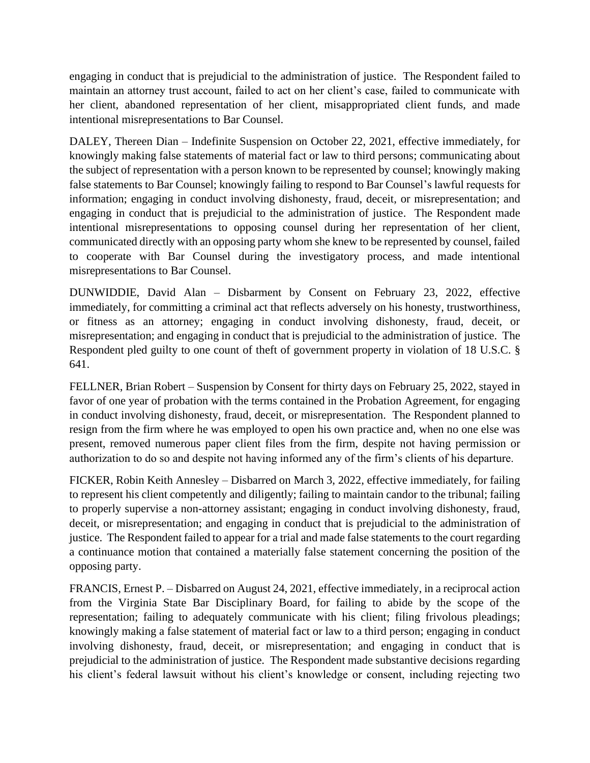engaging in conduct that is prejudicial to the administration of justice. The Respondent failed to maintain an attorney trust account, failed to act on her client's case, failed to communicate with her client, abandoned representation of her client, misappropriated client funds, and made intentional misrepresentations to Bar Counsel.

DALEY, Thereen Dian – Indefinite Suspension on October 22, 2021, effective immediately, for knowingly making false statements of material fact or law to third persons; communicating about the subject of representation with a person known to be represented by counsel; knowingly making false statements to Bar Counsel; knowingly failing to respond to Bar Counsel's lawful requests for information; engaging in conduct involving dishonesty, fraud, deceit, or misrepresentation; and engaging in conduct that is prejudicial to the administration of justice. The Respondent made intentional misrepresentations to opposing counsel during her representation of her client, communicated directly with an opposing party whom she knew to be represented by counsel, failed to cooperate with Bar Counsel during the investigatory process, and made intentional misrepresentations to Bar Counsel.

DUNWIDDIE, David Alan – Disbarment by Consent on February 23, 2022, effective immediately, for committing a criminal act that reflects adversely on his honesty, trustworthiness, or fitness as an attorney; engaging in conduct involving dishonesty, fraud, deceit, or misrepresentation; and engaging in conduct that is prejudicial to the administration of justice. The Respondent pled guilty to one count of theft of government property in violation of 18 U.S.C. § 641.

FELLNER, Brian Robert – Suspension by Consent for thirty days on February 25, 2022, stayed in favor of one year of probation with the terms contained in the Probation Agreement, for engaging in conduct involving dishonesty, fraud, deceit, or misrepresentation. The Respondent planned to resign from the firm where he was employed to open his own practice and, when no one else was present, removed numerous paper client files from the firm, despite not having permission or authorization to do so and despite not having informed any of the firm's clients of his departure.

FICKER, Robin Keith Annesley – Disbarred on March 3, 2022, effective immediately, for failing to represent his client competently and diligently; failing to maintain candor to the tribunal; failing to properly supervise a non-attorney assistant; engaging in conduct involving dishonesty, fraud, deceit, or misrepresentation; and engaging in conduct that is prejudicial to the administration of justice. The Respondent failed to appear for a trial and made false statements to the court regarding a continuance motion that contained a materially false statement concerning the position of the opposing party.

FRANCIS, Ernest P. – Disbarred on August 24, 2021, effective immediately, in a reciprocal action from the Virginia State Bar Disciplinary Board, for failing to abide by the scope of the representation; failing to adequately communicate with his client; filing frivolous pleadings; knowingly making a false statement of material fact or law to a third person; engaging in conduct involving dishonesty, fraud, deceit, or misrepresentation; and engaging in conduct that is prejudicial to the administration of justice. The Respondent made substantive decisions regarding his client's federal lawsuit without his client's knowledge or consent, including rejecting two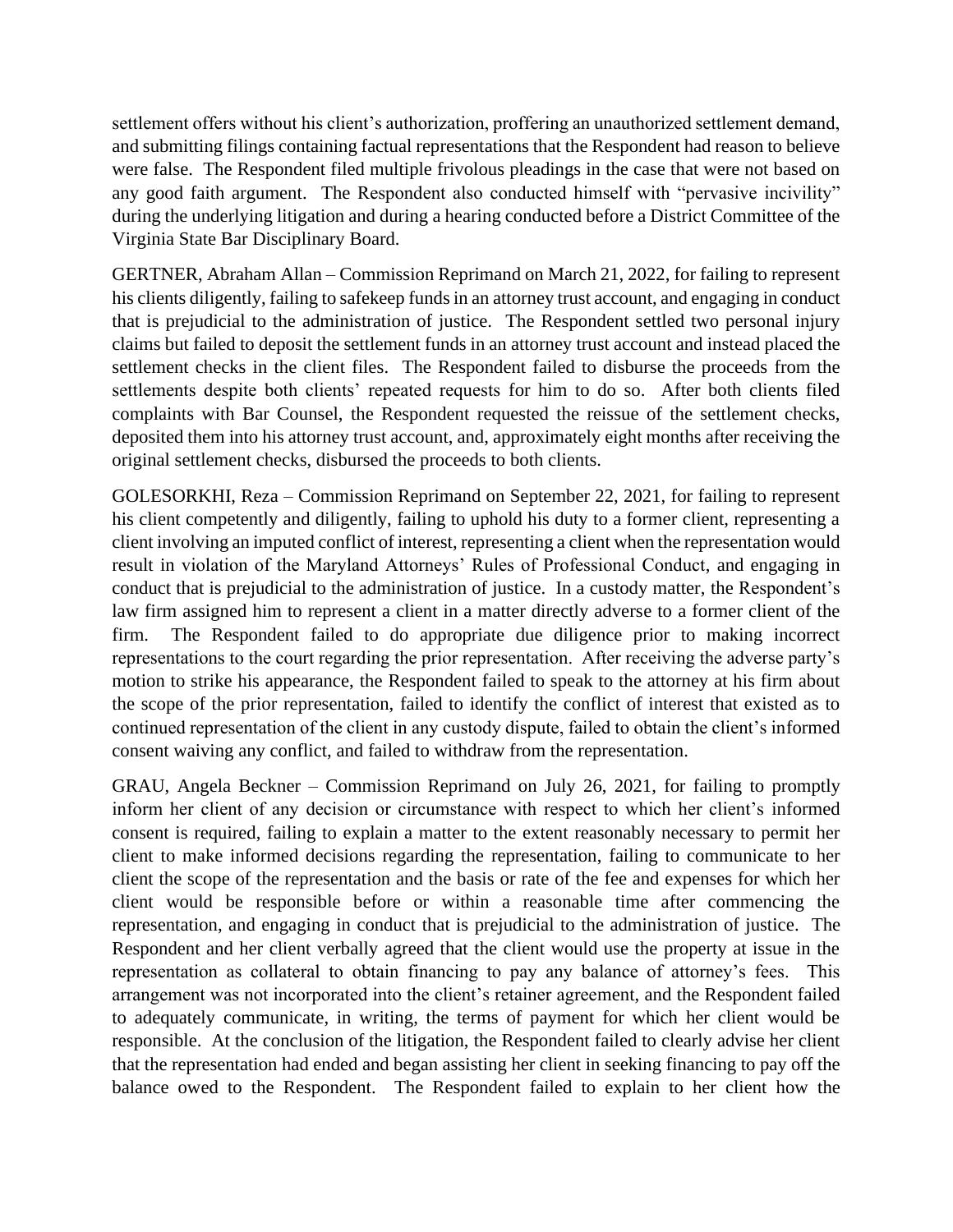settlement offers without his client's authorization, proffering an unauthorized settlement demand, and submitting filings containing factual representations that the Respondent had reason to believe were false. The Respondent filed multiple frivolous pleadings in the case that were not based on any good faith argument. The Respondent also conducted himself with "pervasive incivility" during the underlying litigation and during a hearing conducted before a District Committee of the Virginia State Bar Disciplinary Board.

GERTNER, Abraham Allan – Commission Reprimand on March 21, 2022, for failing to represent his clients diligently, failing to safekeep funds in an attorney trust account, and engaging in conduct that is prejudicial to the administration of justice. The Respondent settled two personal injury claims but failed to deposit the settlement funds in an attorney trust account and instead placed the settlement checks in the client files. The Respondent failed to disburse the proceeds from the settlements despite both clients' repeated requests for him to do so. After both clients filed complaints with Bar Counsel, the Respondent requested the reissue of the settlement checks, deposited them into his attorney trust account, and, approximately eight months after receiving the original settlement checks, disbursed the proceeds to both clients.

GOLESORKHI, Reza – Commission Reprimand on September 22, 2021, for failing to represent his client competently and diligently, failing to uphold his duty to a former client, representing a client involving an imputed conflict of interest, representing a client when the representation would result in violation of the Maryland Attorneys' Rules of Professional Conduct, and engaging in conduct that is prejudicial to the administration of justice. In a custody matter, the Respondent's law firm assigned him to represent a client in a matter directly adverse to a former client of the firm. The Respondent failed to do appropriate due diligence prior to making incorrect representations to the court regarding the prior representation. After receiving the adverse party's motion to strike his appearance, the Respondent failed to speak to the attorney at his firm about the scope of the prior representation, failed to identify the conflict of interest that existed as to continued representation of the client in any custody dispute, failed to obtain the client's informed consent waiving any conflict, and failed to withdraw from the representation.

GRAU, Angela Beckner – Commission Reprimand on July 26, 2021, for failing to promptly inform her client of any decision or circumstance with respect to which her client's informed consent is required, failing to explain a matter to the extent reasonably necessary to permit her client to make informed decisions regarding the representation, failing to communicate to her client the scope of the representation and the basis or rate of the fee and expenses for which her client would be responsible before or within a reasonable time after commencing the representation, and engaging in conduct that is prejudicial to the administration of justice. The Respondent and her client verbally agreed that the client would use the property at issue in the representation as collateral to obtain financing to pay any balance of attorney's fees. This arrangement was not incorporated into the client's retainer agreement, and the Respondent failed to adequately communicate, in writing, the terms of payment for which her client would be responsible. At the conclusion of the litigation, the Respondent failed to clearly advise her client that the representation had ended and began assisting her client in seeking financing to pay off the balance owed to the Respondent. The Respondent failed to explain to her client how the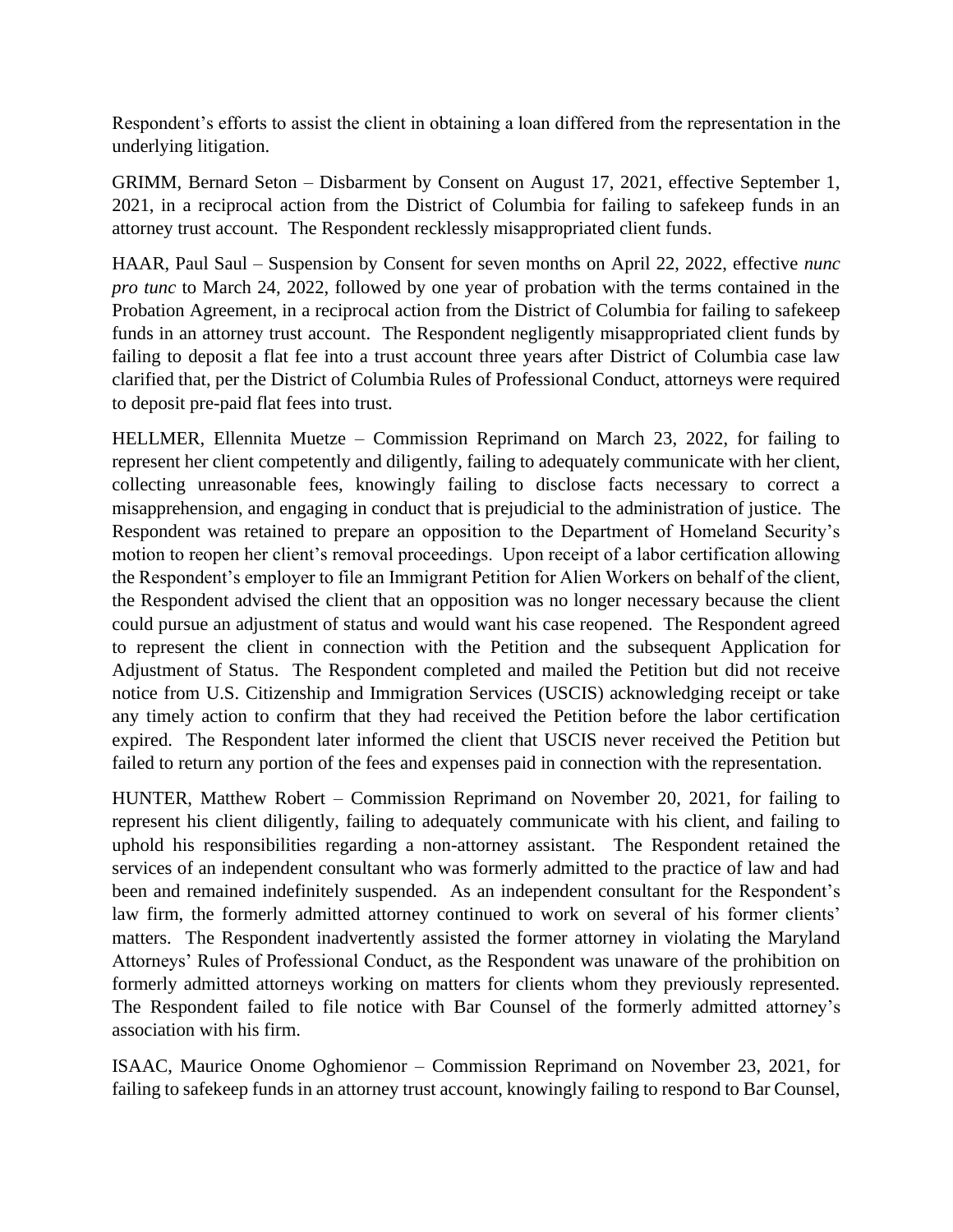Respondent's efforts to assist the client in obtaining a loan differed from the representation in the underlying litigation.

GRIMM, Bernard Seton – Disbarment by Consent on August 17, 2021, effective September 1, 2021, in a reciprocal action from the District of Columbia for failing to safekeep funds in an attorney trust account. The Respondent recklessly misappropriated client funds.

HAAR, Paul Saul – Suspension by Consent for seven months on April 22, 2022, effective *nunc pro tunc* to March 24, 2022, followed by one year of probation with the terms contained in the Probation Agreement, in a reciprocal action from the District of Columbia for failing to safekeep funds in an attorney trust account. The Respondent negligently misappropriated client funds by failing to deposit a flat fee into a trust account three years after District of Columbia case law clarified that, per the District of Columbia Rules of Professional Conduct, attorneys were required to deposit pre-paid flat fees into trust.

HELLMER, Ellennita Muetze – Commission Reprimand on March 23, 2022, for failing to represent her client competently and diligently, failing to adequately communicate with her client, collecting unreasonable fees, knowingly failing to disclose facts necessary to correct a misapprehension, and engaging in conduct that is prejudicial to the administration of justice. The Respondent was retained to prepare an opposition to the Department of Homeland Security's motion to reopen her client's removal proceedings. Upon receipt of a labor certification allowing the Respondent's employer to file an Immigrant Petition for Alien Workers on behalf of the client, the Respondent advised the client that an opposition was no longer necessary because the client could pursue an adjustment of status and would want his case reopened. The Respondent agreed to represent the client in connection with the Petition and the subsequent Application for Adjustment of Status. The Respondent completed and mailed the Petition but did not receive notice from U.S. Citizenship and Immigration Services (USCIS) acknowledging receipt or take any timely action to confirm that they had received the Petition before the labor certification expired. The Respondent later informed the client that USCIS never received the Petition but failed to return any portion of the fees and expenses paid in connection with the representation.

HUNTER, Matthew Robert – Commission Reprimand on November 20, 2021, for failing to represent his client diligently, failing to adequately communicate with his client, and failing to uphold his responsibilities regarding a non-attorney assistant. The Respondent retained the services of an independent consultant who was formerly admitted to the practice of law and had been and remained indefinitely suspended. As an independent consultant for the Respondent's law firm, the formerly admitted attorney continued to work on several of his former clients' matters. The Respondent inadvertently assisted the former attorney in violating the Maryland Attorneys' Rules of Professional Conduct, as the Respondent was unaware of the prohibition on formerly admitted attorneys working on matters for clients whom they previously represented. The Respondent failed to file notice with Bar Counsel of the formerly admitted attorney's association with his firm.

ISAAC, Maurice Onome Oghomienor – Commission Reprimand on November 23, 2021, for failing to safekeep funds in an attorney trust account, knowingly failing to respond to Bar Counsel,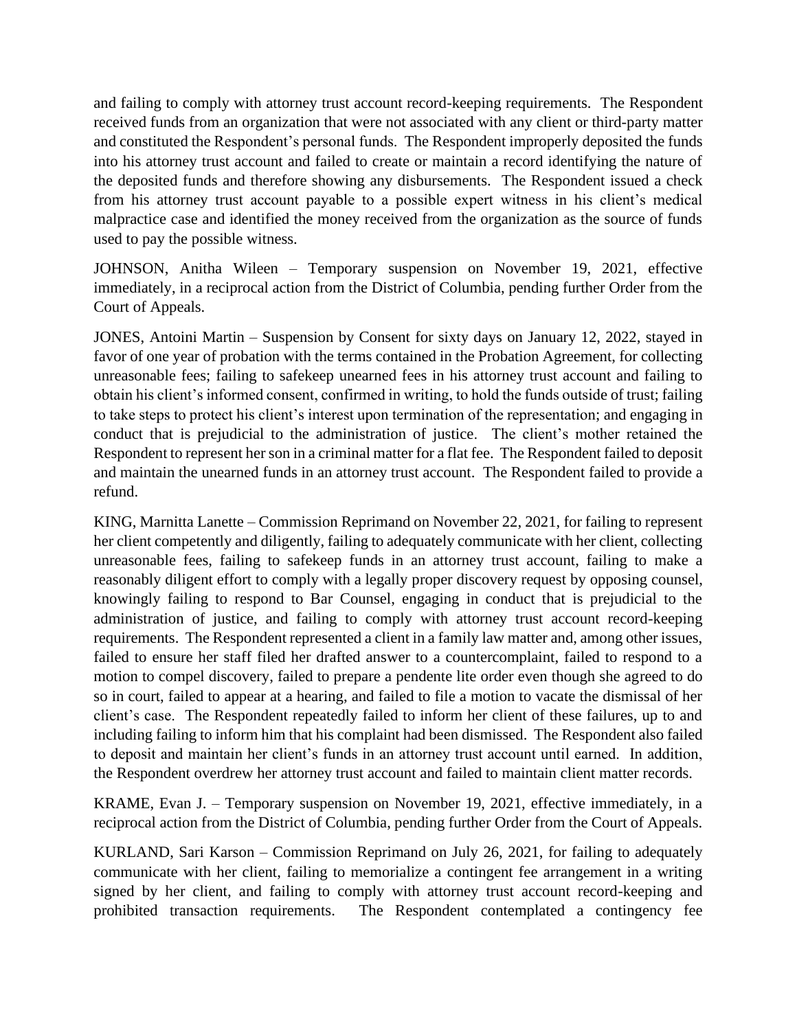and failing to comply with attorney trust account record-keeping requirements. The Respondent received funds from an organization that were not associated with any client or third-party matter and constituted the Respondent's personal funds. The Respondent improperly deposited the funds into his attorney trust account and failed to create or maintain a record identifying the nature of the deposited funds and therefore showing any disbursements. The Respondent issued a check from his attorney trust account payable to a possible expert witness in his client's medical malpractice case and identified the money received from the organization as the source of funds used to pay the possible witness.

JOHNSON, Anitha Wileen – Temporary suspension on November 19, 2021, effective immediately, in a reciprocal action from the District of Columbia, pending further Order from the Court of Appeals.

JONES, Antoini Martin – Suspension by Consent for sixty days on January 12, 2022, stayed in favor of one year of probation with the terms contained in the Probation Agreement, for collecting unreasonable fees; failing to safekeep unearned fees in his attorney trust account and failing to obtain his client's informed consent, confirmed in writing, to hold the funds outside of trust; failing to take steps to protect his client's interest upon termination of the representation; and engaging in conduct that is prejudicial to the administration of justice. The client's mother retained the Respondent to represent her son in a criminal matter for a flat fee. The Respondent failed to deposit and maintain the unearned funds in an attorney trust account. The Respondent failed to provide a refund.

KING, Marnitta Lanette – Commission Reprimand on November 22, 2021, for failing to represent her client competently and diligently, failing to adequately communicate with her client, collecting unreasonable fees, failing to safekeep funds in an attorney trust account, failing to make a reasonably diligent effort to comply with a legally proper discovery request by opposing counsel, knowingly failing to respond to Bar Counsel, engaging in conduct that is prejudicial to the administration of justice, and failing to comply with attorney trust account record-keeping requirements. The Respondent represented a client in a family law matter and, among other issues, failed to ensure her staff filed her drafted answer to a countercomplaint, failed to respond to a motion to compel discovery, failed to prepare a pendente lite order even though she agreed to do so in court, failed to appear at a hearing, and failed to file a motion to vacate the dismissal of her client's case. The Respondent repeatedly failed to inform her client of these failures, up to and including failing to inform him that his complaint had been dismissed. The Respondent also failed to deposit and maintain her client's funds in an attorney trust account until earned. In addition, the Respondent overdrew her attorney trust account and failed to maintain client matter records.

KRAME, Evan J. – Temporary suspension on November 19, 2021, effective immediately, in a reciprocal action from the District of Columbia, pending further Order from the Court of Appeals.

KURLAND, Sari Karson – Commission Reprimand on July 26, 2021, for failing to adequately communicate with her client, failing to memorialize a contingent fee arrangement in a writing signed by her client, and failing to comply with attorney trust account record-keeping and prohibited transaction requirements. The Respondent contemplated a contingency fee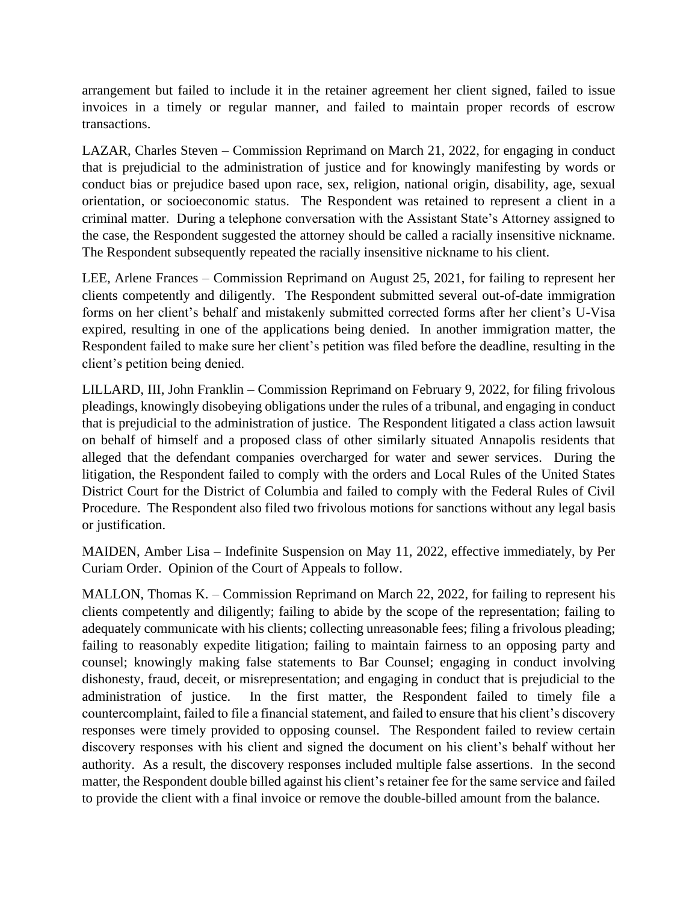arrangement but failed to include it in the retainer agreement her client signed, failed to issue invoices in a timely or regular manner, and failed to maintain proper records of escrow transactions.

LAZAR, Charles Steven – Commission Reprimand on March 21, 2022, for engaging in conduct that is prejudicial to the administration of justice and for knowingly manifesting by words or conduct bias or prejudice based upon race, sex, religion, national origin, disability, age, sexual orientation, or socioeconomic status. The Respondent was retained to represent a client in a criminal matter. During a telephone conversation with the Assistant State's Attorney assigned to the case, the Respondent suggested the attorney should be called a racially insensitive nickname. The Respondent subsequently repeated the racially insensitive nickname to his client.

LEE, Arlene Frances – Commission Reprimand on August 25, 2021, for failing to represent her clients competently and diligently. The Respondent submitted several out-of-date immigration forms on her client's behalf and mistakenly submitted corrected forms after her client's U-Visa expired, resulting in one of the applications being denied. In another immigration matter, the Respondent failed to make sure her client's petition was filed before the deadline, resulting in the client's petition being denied.

LILLARD, III, John Franklin – Commission Reprimand on February 9, 2022, for filing frivolous pleadings, knowingly disobeying obligations under the rules of a tribunal, and engaging in conduct that is prejudicial to the administration of justice. The Respondent litigated a class action lawsuit on behalf of himself and a proposed class of other similarly situated Annapolis residents that alleged that the defendant companies overcharged for water and sewer services. During the litigation, the Respondent failed to comply with the orders and Local Rules of the United States District Court for the District of Columbia and failed to comply with the Federal Rules of Civil Procedure. The Respondent also filed two frivolous motions for sanctions without any legal basis or justification.

MAIDEN, Amber Lisa – Indefinite Suspension on May 11, 2022, effective immediately, by Per Curiam Order. Opinion of the Court of Appeals to follow.

MALLON, Thomas K. – Commission Reprimand on March 22, 2022, for failing to represent his clients competently and diligently; failing to abide by the scope of the representation; failing to adequately communicate with his clients; collecting unreasonable fees; filing a frivolous pleading; failing to reasonably expedite litigation; failing to maintain fairness to an opposing party and counsel; knowingly making false statements to Bar Counsel; engaging in conduct involving dishonesty, fraud, deceit, or misrepresentation; and engaging in conduct that is prejudicial to the administration of justice. In the first matter, the Respondent failed to timely file a countercomplaint, failed to file a financial statement, and failed to ensure that his client's discovery responses were timely provided to opposing counsel. The Respondent failed to review certain discovery responses with his client and signed the document on his client's behalf without her authority. As a result, the discovery responses included multiple false assertions. In the second matter, the Respondent double billed against his client's retainer fee for the same service and failed to provide the client with a final invoice or remove the double-billed amount from the balance.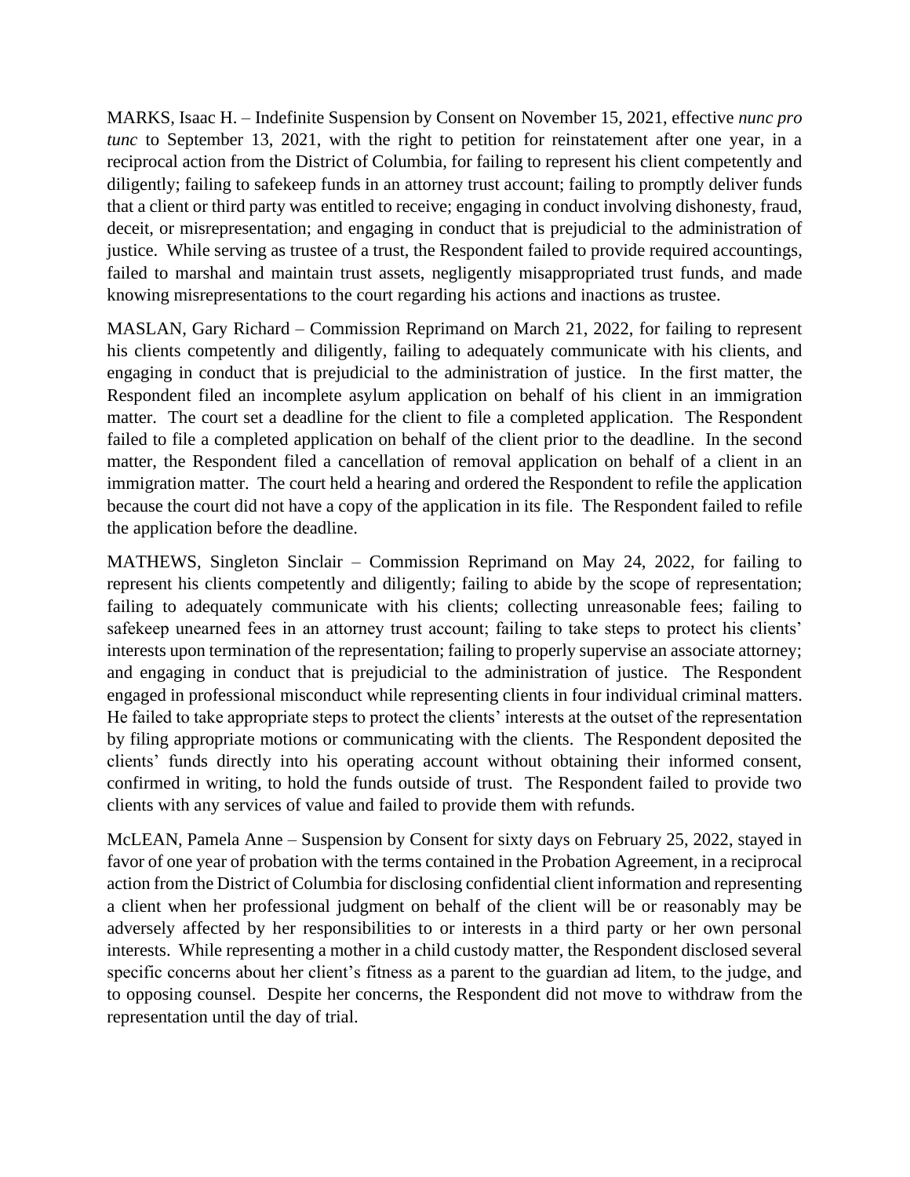MARKS, Isaac H. – Indefinite Suspension by Consent on November 15, 2021, effective *nunc pro tunc* to September 13, 2021, with the right to petition for reinstatement after one year, in a reciprocal action from the District of Columbia, for failing to represent his client competently and diligently; failing to safekeep funds in an attorney trust account; failing to promptly deliver funds that a client or third party was entitled to receive; engaging in conduct involving dishonesty, fraud, deceit, or misrepresentation; and engaging in conduct that is prejudicial to the administration of justice. While serving as trustee of a trust, the Respondent failed to provide required accountings, failed to marshal and maintain trust assets, negligently misappropriated trust funds, and made knowing misrepresentations to the court regarding his actions and inactions as trustee.

MASLAN, Gary Richard – Commission Reprimand on March 21, 2022, for failing to represent his clients competently and diligently, failing to adequately communicate with his clients, and engaging in conduct that is prejudicial to the administration of justice. In the first matter, the Respondent filed an incomplete asylum application on behalf of his client in an immigration matter. The court set a deadline for the client to file a completed application. The Respondent failed to file a completed application on behalf of the client prior to the deadline. In the second matter, the Respondent filed a cancellation of removal application on behalf of a client in an immigration matter. The court held a hearing and ordered the Respondent to refile the application because the court did not have a copy of the application in its file. The Respondent failed to refile the application before the deadline.

MATHEWS, Singleton Sinclair – Commission Reprimand on May 24, 2022, for failing to represent his clients competently and diligently; failing to abide by the scope of representation; failing to adequately communicate with his clients; collecting unreasonable fees; failing to safekeep unearned fees in an attorney trust account; failing to take steps to protect his clients' interests upon termination of the representation; failing to properly supervise an associate attorney; and engaging in conduct that is prejudicial to the administration of justice. The Respondent engaged in professional misconduct while representing clients in four individual criminal matters. He failed to take appropriate steps to protect the clients' interests at the outset of the representation by filing appropriate motions or communicating with the clients. The Respondent deposited the clients' funds directly into his operating account without obtaining their informed consent, confirmed in writing, to hold the funds outside of trust. The Respondent failed to provide two clients with any services of value and failed to provide them with refunds.

McLEAN, Pamela Anne – Suspension by Consent for sixty days on February 25, 2022, stayed in favor of one year of probation with the terms contained in the Probation Agreement, in a reciprocal action from the District of Columbia for disclosing confidential client information and representing a client when her professional judgment on behalf of the client will be or reasonably may be adversely affected by her responsibilities to or interests in a third party or her own personal interests. While representing a mother in a child custody matter, the Respondent disclosed several specific concerns about her client's fitness as a parent to the guardian ad litem, to the judge, and to opposing counsel. Despite her concerns, the Respondent did not move to withdraw from the representation until the day of trial.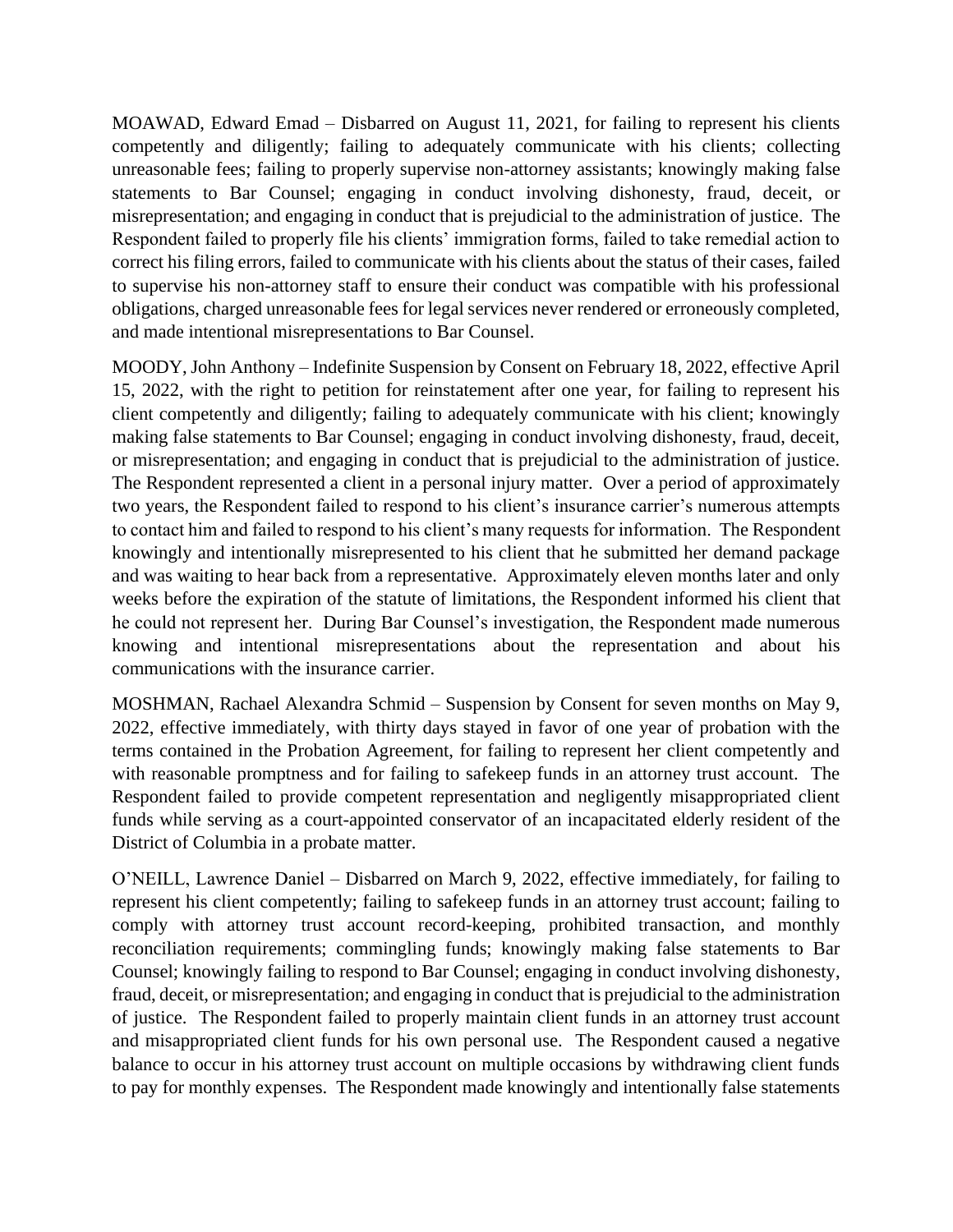MOAWAD, Edward Emad – Disbarred on August 11, 2021, for failing to represent his clients competently and diligently; failing to adequately communicate with his clients; collecting unreasonable fees; failing to properly supervise non-attorney assistants; knowingly making false statements to Bar Counsel; engaging in conduct involving dishonesty, fraud, deceit, or misrepresentation; and engaging in conduct that is prejudicial to the administration of justice. The Respondent failed to properly file his clients' immigration forms, failed to take remedial action to correct his filing errors, failed to communicate with his clients about the status of their cases, failed to supervise his non-attorney staff to ensure their conduct was compatible with his professional obligations, charged unreasonable fees for legal services never rendered or erroneously completed, and made intentional misrepresentations to Bar Counsel.

MOODY, John Anthony – Indefinite Suspension by Consent on February 18, 2022, effective April 15, 2022, with the right to petition for reinstatement after one year, for failing to represent his client competently and diligently; failing to adequately communicate with his client; knowingly making false statements to Bar Counsel; engaging in conduct involving dishonesty, fraud, deceit, or misrepresentation; and engaging in conduct that is prejudicial to the administration of justice. The Respondent represented a client in a personal injury matter. Over a period of approximately two years, the Respondent failed to respond to his client's insurance carrier's numerous attempts to contact him and failed to respond to his client's many requests for information. The Respondent knowingly and intentionally misrepresented to his client that he submitted her demand package and was waiting to hear back from a representative. Approximately eleven months later and only weeks before the expiration of the statute of limitations, the Respondent informed his client that he could not represent her. During Bar Counsel's investigation, the Respondent made numerous knowing and intentional misrepresentations about the representation and about his communications with the insurance carrier.

MOSHMAN, Rachael Alexandra Schmid – Suspension by Consent for seven months on May 9, 2022, effective immediately, with thirty days stayed in favor of one year of probation with the terms contained in the Probation Agreement, for failing to represent her client competently and with reasonable promptness and for failing to safekeep funds in an attorney trust account. The Respondent failed to provide competent representation and negligently misappropriated client funds while serving as a court-appointed conservator of an incapacitated elderly resident of the District of Columbia in a probate matter.

O'NEILL, Lawrence Daniel – Disbarred on March 9, 2022, effective immediately, for failing to represent his client competently; failing to safekeep funds in an attorney trust account; failing to comply with attorney trust account record-keeping, prohibited transaction, and monthly reconciliation requirements; commingling funds; knowingly making false statements to Bar Counsel; knowingly failing to respond to Bar Counsel; engaging in conduct involving dishonesty, fraud, deceit, or misrepresentation; and engaging in conduct that is prejudicial to the administration of justice. The Respondent failed to properly maintain client funds in an attorney trust account and misappropriated client funds for his own personal use. The Respondent caused a negative balance to occur in his attorney trust account on multiple occasions by withdrawing client funds to pay for monthly expenses. The Respondent made knowingly and intentionally false statements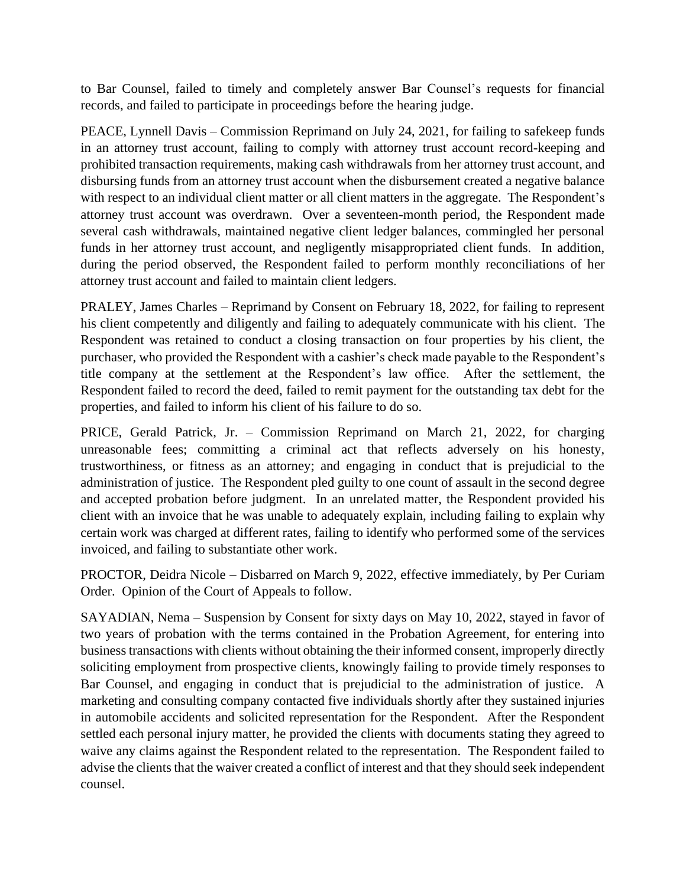to Bar Counsel, failed to timely and completely answer Bar Counsel's requests for financial records, and failed to participate in proceedings before the hearing judge.

PEACE, Lynnell Davis – Commission Reprimand on July 24, 2021, for failing to safekeep funds in an attorney trust account, failing to comply with attorney trust account record-keeping and prohibited transaction requirements, making cash withdrawals from her attorney trust account, and disbursing funds from an attorney trust account when the disbursement created a negative balance with respect to an individual client matter or all client matters in the aggregate. The Respondent's attorney trust account was overdrawn. Over a seventeen-month period, the Respondent made several cash withdrawals, maintained negative client ledger balances, commingled her personal funds in her attorney trust account, and negligently misappropriated client funds. In addition, during the period observed, the Respondent failed to perform monthly reconciliations of her attorney trust account and failed to maintain client ledgers.

PRALEY, James Charles – Reprimand by Consent on February 18, 2022, for failing to represent his client competently and diligently and failing to adequately communicate with his client. The Respondent was retained to conduct a closing transaction on four properties by his client, the purchaser, who provided the Respondent with a cashier's check made payable to the Respondent's title company at the settlement at the Respondent's law office. After the settlement, the Respondent failed to record the deed, failed to remit payment for the outstanding tax debt for the properties, and failed to inform his client of his failure to do so.

PRICE, Gerald Patrick, Jr. – Commission Reprimand on March 21, 2022, for charging unreasonable fees; committing a criminal act that reflects adversely on his honesty, trustworthiness, or fitness as an attorney; and engaging in conduct that is prejudicial to the administration of justice. The Respondent pled guilty to one count of assault in the second degree and accepted probation before judgment. In an unrelated matter, the Respondent provided his client with an invoice that he was unable to adequately explain, including failing to explain why certain work was charged at different rates, failing to identify who performed some of the services invoiced, and failing to substantiate other work.

PROCTOR, Deidra Nicole – Disbarred on March 9, 2022, effective immediately, by Per Curiam Order. Opinion of the Court of Appeals to follow.

SAYADIAN, Nema – Suspension by Consent for sixty days on May 10, 2022, stayed in favor of two years of probation with the terms contained in the Probation Agreement, for entering into business transactions with clients without obtaining the their informed consent, improperly directly soliciting employment from prospective clients, knowingly failing to provide timely responses to Bar Counsel, and engaging in conduct that is prejudicial to the administration of justice. A marketing and consulting company contacted five individuals shortly after they sustained injuries in automobile accidents and solicited representation for the Respondent. After the Respondent settled each personal injury matter, he provided the clients with documents stating they agreed to waive any claims against the Respondent related to the representation. The Respondent failed to advise the clients that the waiver created a conflict of interest and that they should seek independent counsel.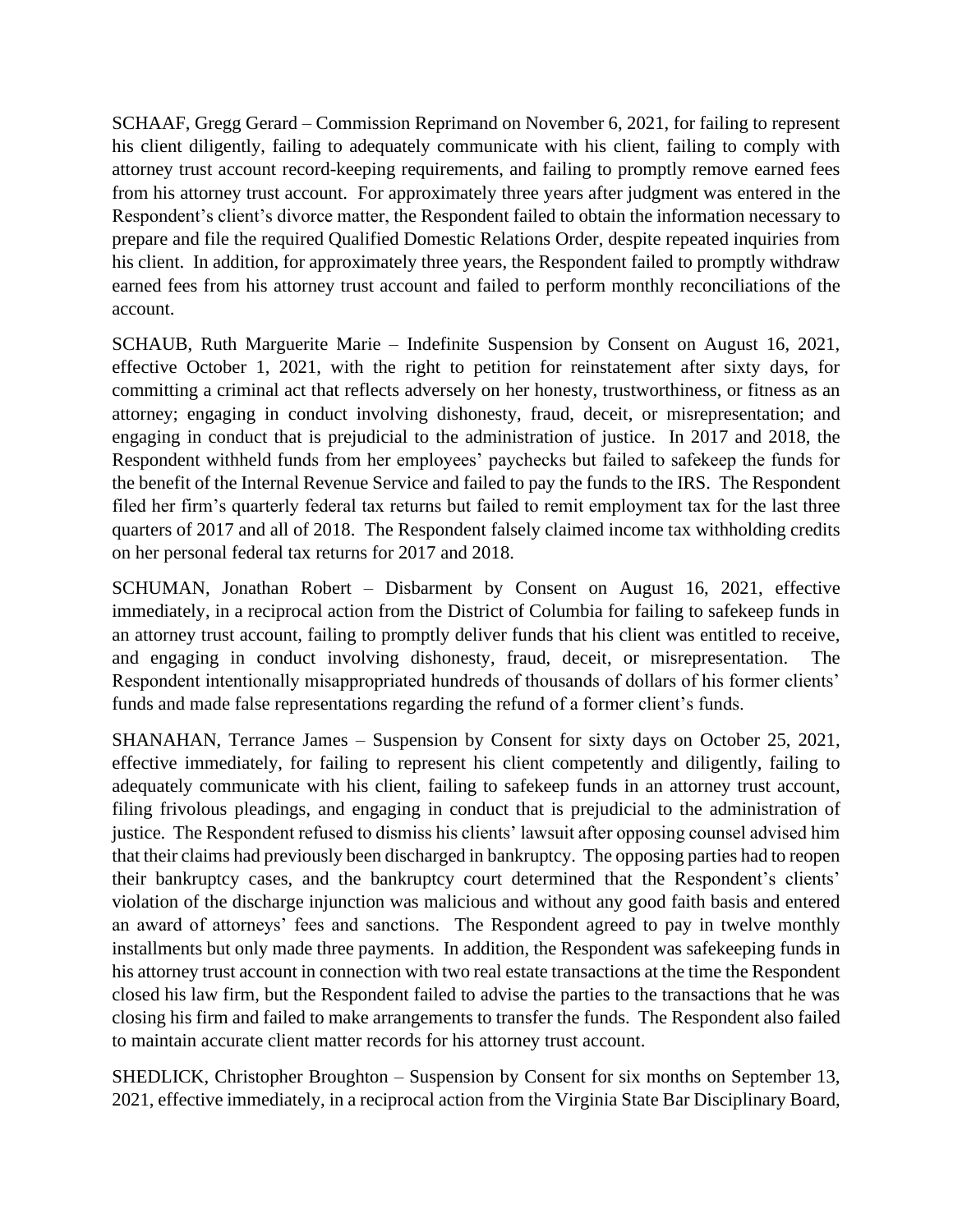SCHAAF, Gregg Gerard – Commission Reprimand on November 6, 2021, for failing to represent his client diligently, failing to adequately communicate with his client, failing to comply with attorney trust account record-keeping requirements, and failing to promptly remove earned fees from his attorney trust account. For approximately three years after judgment was entered in the Respondent's client's divorce matter, the Respondent failed to obtain the information necessary to prepare and file the required Qualified Domestic Relations Order, despite repeated inquiries from his client. In addition, for approximately three years, the Respondent failed to promptly withdraw earned fees from his attorney trust account and failed to perform monthly reconciliations of the account.

SCHAUB, Ruth Marguerite Marie – Indefinite Suspension by Consent on August 16, 2021, effective October 1, 2021, with the right to petition for reinstatement after sixty days, for committing a criminal act that reflects adversely on her honesty, trustworthiness, or fitness as an attorney; engaging in conduct involving dishonesty, fraud, deceit, or misrepresentation; and engaging in conduct that is prejudicial to the administration of justice. In 2017 and 2018, the Respondent withheld funds from her employees' paychecks but failed to safekeep the funds for the benefit of the Internal Revenue Service and failed to pay the funds to the IRS. The Respondent filed her firm's quarterly federal tax returns but failed to remit employment tax for the last three quarters of 2017 and all of 2018. The Respondent falsely claimed income tax withholding credits on her personal federal tax returns for 2017 and 2018.

SCHUMAN, Jonathan Robert – Disbarment by Consent on August 16, 2021, effective immediately, in a reciprocal action from the District of Columbia for failing to safekeep funds in an attorney trust account, failing to promptly deliver funds that his client was entitled to receive, and engaging in conduct involving dishonesty, fraud, deceit, or misrepresentation. The Respondent intentionally misappropriated hundreds of thousands of dollars of his former clients' funds and made false representations regarding the refund of a former client's funds.

SHANAHAN, Terrance James – Suspension by Consent for sixty days on October 25, 2021, effective immediately, for failing to represent his client competently and diligently, failing to adequately communicate with his client, failing to safekeep funds in an attorney trust account, filing frivolous pleadings, and engaging in conduct that is prejudicial to the administration of justice. The Respondent refused to dismiss his clients' lawsuit after opposing counsel advised him that their claims had previously been discharged in bankruptcy. The opposing parties had to reopen their bankruptcy cases, and the bankruptcy court determined that the Respondent's clients' violation of the discharge injunction was malicious and without any good faith basis and entered an award of attorneys' fees and sanctions. The Respondent agreed to pay in twelve monthly installments but only made three payments. In addition, the Respondent was safekeeping funds in his attorney trust account in connection with two real estate transactions at the time the Respondent closed his law firm, but the Respondent failed to advise the parties to the transactions that he was closing his firm and failed to make arrangements to transfer the funds. The Respondent also failed to maintain accurate client matter records for his attorney trust account.

SHEDLICK, Christopher Broughton – Suspension by Consent for six months on September 13, 2021, effective immediately, in a reciprocal action from the Virginia State Bar Disciplinary Board,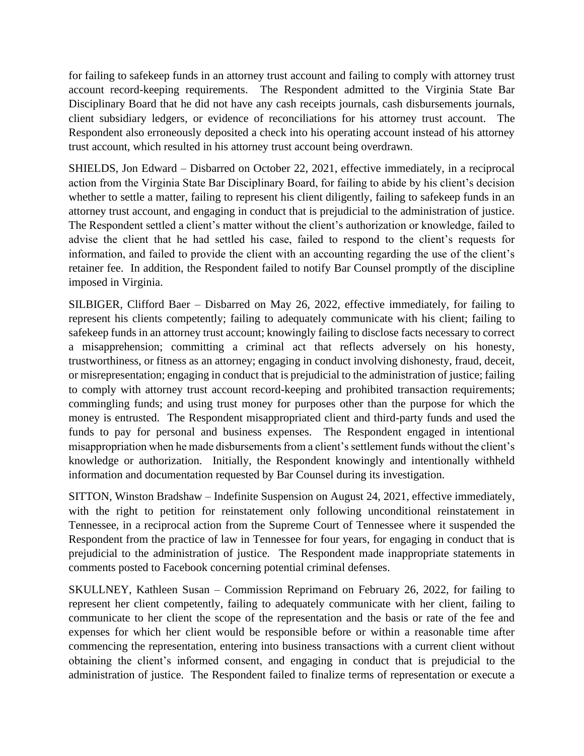for failing to safekeep funds in an attorney trust account and failing to comply with attorney trust account record-keeping requirements. The Respondent admitted to the Virginia State Bar Disciplinary Board that he did not have any cash receipts journals, cash disbursements journals, client subsidiary ledgers, or evidence of reconciliations for his attorney trust account. The Respondent also erroneously deposited a check into his operating account instead of his attorney trust account, which resulted in his attorney trust account being overdrawn.

SHIELDS, Jon Edward – Disbarred on October 22, 2021, effective immediately, in a reciprocal action from the Virginia State Bar Disciplinary Board, for failing to abide by his client's decision whether to settle a matter, failing to represent his client diligently, failing to safekeep funds in an attorney trust account, and engaging in conduct that is prejudicial to the administration of justice. The Respondent settled a client's matter without the client's authorization or knowledge, failed to advise the client that he had settled his case, failed to respond to the client's requests for information, and failed to provide the client with an accounting regarding the use of the client's retainer fee. In addition, the Respondent failed to notify Bar Counsel promptly of the discipline imposed in Virginia.

SILBIGER, Clifford Baer – Disbarred on May 26, 2022, effective immediately, for failing to represent his clients competently; failing to adequately communicate with his client; failing to safekeep funds in an attorney trust account; knowingly failing to disclose facts necessary to correct a misapprehension; committing a criminal act that reflects adversely on his honesty, trustworthiness, or fitness as an attorney; engaging in conduct involving dishonesty, fraud, deceit, or misrepresentation; engaging in conduct that is prejudicial to the administration of justice; failing to comply with attorney trust account record-keeping and prohibited transaction requirements; commingling funds; and using trust money for purposes other than the purpose for which the money is entrusted. The Respondent misappropriated client and third-party funds and used the funds to pay for personal and business expenses. The Respondent engaged in intentional misappropriation when he made disbursements from a client's settlement funds without the client's knowledge or authorization. Initially, the Respondent knowingly and intentionally withheld information and documentation requested by Bar Counsel during its investigation.

SITTON, Winston Bradshaw – Indefinite Suspension on August 24, 2021, effective immediately, with the right to petition for reinstatement only following unconditional reinstatement in Tennessee, in a reciprocal action from the Supreme Court of Tennessee where it suspended the Respondent from the practice of law in Tennessee for four years, for engaging in conduct that is prejudicial to the administration of justice. The Respondent made inappropriate statements in comments posted to Facebook concerning potential criminal defenses.

SKULLNEY, Kathleen Susan – Commission Reprimand on February 26, 2022, for failing to represent her client competently, failing to adequately communicate with her client, failing to communicate to her client the scope of the representation and the basis or rate of the fee and expenses for which her client would be responsible before or within a reasonable time after commencing the representation, entering into business transactions with a current client without obtaining the client's informed consent, and engaging in conduct that is prejudicial to the administration of justice. The Respondent failed to finalize terms of representation or execute a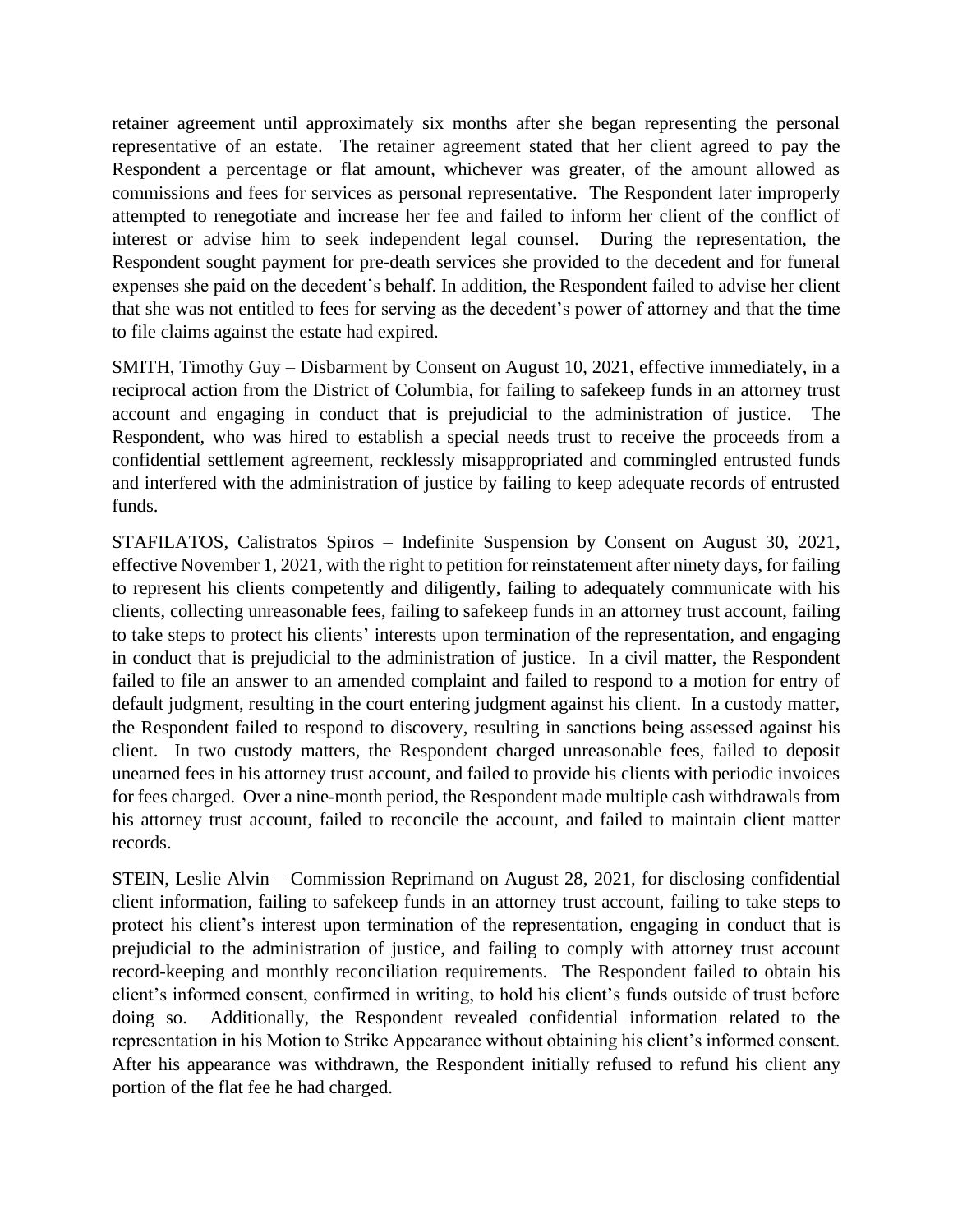retainer agreement until approximately six months after she began representing the personal representative of an estate. The retainer agreement stated that her client agreed to pay the Respondent a percentage or flat amount, whichever was greater, of the amount allowed as commissions and fees for services as personal representative. The Respondent later improperly attempted to renegotiate and increase her fee and failed to inform her client of the conflict of interest or advise him to seek independent legal counsel. During the representation, the Respondent sought payment for pre-death services she provided to the decedent and for funeral expenses she paid on the decedent's behalf. In addition, the Respondent failed to advise her client that she was not entitled to fees for serving as the decedent's power of attorney and that the time to file claims against the estate had expired.

SMITH, Timothy Guy – Disbarment by Consent on August 10, 2021, effective immediately, in a reciprocal action from the District of Columbia, for failing to safekeep funds in an attorney trust account and engaging in conduct that is prejudicial to the administration of justice. The Respondent, who was hired to establish a special needs trust to receive the proceeds from a confidential settlement agreement, recklessly misappropriated and commingled entrusted funds and interfered with the administration of justice by failing to keep adequate records of entrusted funds.

STAFILATOS, Calistratos Spiros – Indefinite Suspension by Consent on August 30, 2021, effective November 1, 2021, with the right to petition for reinstatement after ninety days, for failing to represent his clients competently and diligently, failing to adequately communicate with his clients, collecting unreasonable fees, failing to safekeep funds in an attorney trust account, failing to take steps to protect his clients' interests upon termination of the representation, and engaging in conduct that is prejudicial to the administration of justice. In a civil matter, the Respondent failed to file an answer to an amended complaint and failed to respond to a motion for entry of default judgment, resulting in the court entering judgment against his client. In a custody matter, the Respondent failed to respond to discovery, resulting in sanctions being assessed against his client. In two custody matters, the Respondent charged unreasonable fees, failed to deposit unearned fees in his attorney trust account, and failed to provide his clients with periodic invoices for fees charged. Over a nine-month period, the Respondent made multiple cash withdrawals from his attorney trust account, failed to reconcile the account, and failed to maintain client matter records.

STEIN, Leslie Alvin – Commission Reprimand on August 28, 2021, for disclosing confidential client information, failing to safekeep funds in an attorney trust account, failing to take steps to protect his client's interest upon termination of the representation, engaging in conduct that is prejudicial to the administration of justice, and failing to comply with attorney trust account record-keeping and monthly reconciliation requirements. The Respondent failed to obtain his client's informed consent, confirmed in writing, to hold his client's funds outside of trust before doing so. Additionally, the Respondent revealed confidential information related to the representation in his Motion to Strike Appearance without obtaining his client's informed consent. After his appearance was withdrawn, the Respondent initially refused to refund his client any portion of the flat fee he had charged.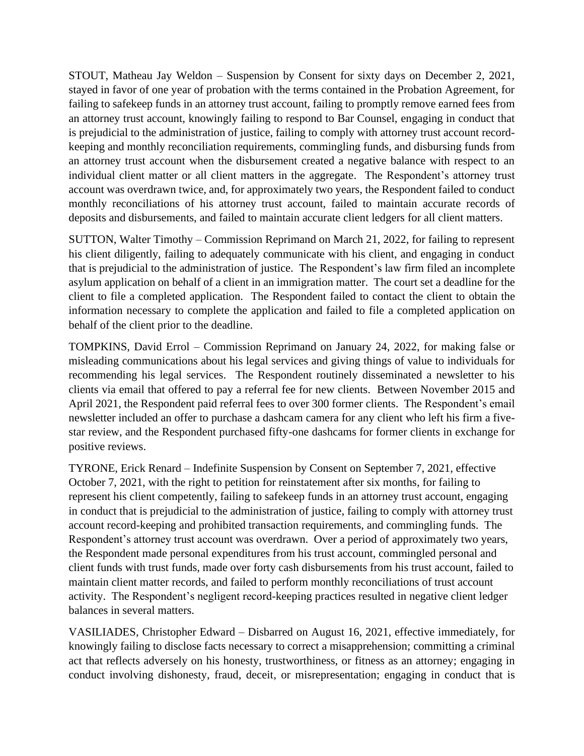STOUT, Matheau Jay Weldon – Suspension by Consent for sixty days on December 2, 2021, stayed in favor of one year of probation with the terms contained in the Probation Agreement, for failing to safekeep funds in an attorney trust account, failing to promptly remove earned fees from an attorney trust account, knowingly failing to respond to Bar Counsel, engaging in conduct that is prejudicial to the administration of justice, failing to comply with attorney trust account record-keeping and monthly reconciliation requirements, commingling funds, and disbursing funds from an attorney trust account when the disbursement created a negative balance with respect to an individual client matter or all client matters in the aggregate. The Respondent's attorney trust account was overdrawn twice, and, for approximately two years, the Respondent failed to conduct monthly reconciliations of his attorney trust account, failed to maintain accurate records of deposits and disbursements, and failed to maintain accurate client ledgers for all client matters.

SUTTON, Walter Timothy – Commission Reprimand on March 21, 2022, for failing to represent his client diligently, failing to adequately communicate with his client, and engaging in conduct that is prejudicial to the administration of justice. The Respondent's law firm filed an incomplete asylum application on behalf of a client in an immigration matter. The court set a deadline for the client to file a completed application. The Respondent failed to contact the client to obtain the information necessary to complete the application and failed to file a completed application on behalf of the client prior to the deadline.

TOMPKINS, David Errol – Commission Reprimand on January 24, 2022, for making false or misleading communications about his legal services and giving things of value to individuals for recommending his legal services. The Respondent routinely disseminated a newsletter to his clients via email that offered to pay a referral fee for new clients. Between November 2015 and April 2021, the Respondent paid referral fees to over 300 former clients. The Respondent's email newsletter included an offer to purchase a dashcam camera for any client who left his firm a five-star review, and the Respondent purchased fifty-one dashcams for former clients in exchange for positive reviews.

TYRONE, Erick Renard – Indefinite Suspension by Consent on September 7, 2021, effective October 7, 2021, with the right to petition for reinstatement after six months, for failing to represent his client competently, failing to safekeep funds in an attorney trust account, engaging in conduct that is prejudicial to the administration of justice, failing to comply with attorney trust account record-keeping and prohibited transaction requirements, and commingling funds. The Respondent's attorney trust account was overdrawn. Over a period of approximately two years, the Respondent made personal expenditures from his trust account, commingled personal and client funds with trust funds, made over forty cash disbursements from his trust account, failed to maintain client matter records, and failed to perform monthly reconciliations of trust account activity. The Respondent's negligent record-keeping practices resulted in negative client ledger balances in several matters.

VASILIADES, Christopher Edward – Disbarred on August 16, 2021, effective immediately, for knowingly failing to disclose facts necessary to correct a misapprehension; committing a criminal act that reflects adversely on his honesty, trustworthiness, or fitness as an attorney; engaging in conduct involving dishonesty, fraud, deceit, or misrepresentation; engaging in conduct that is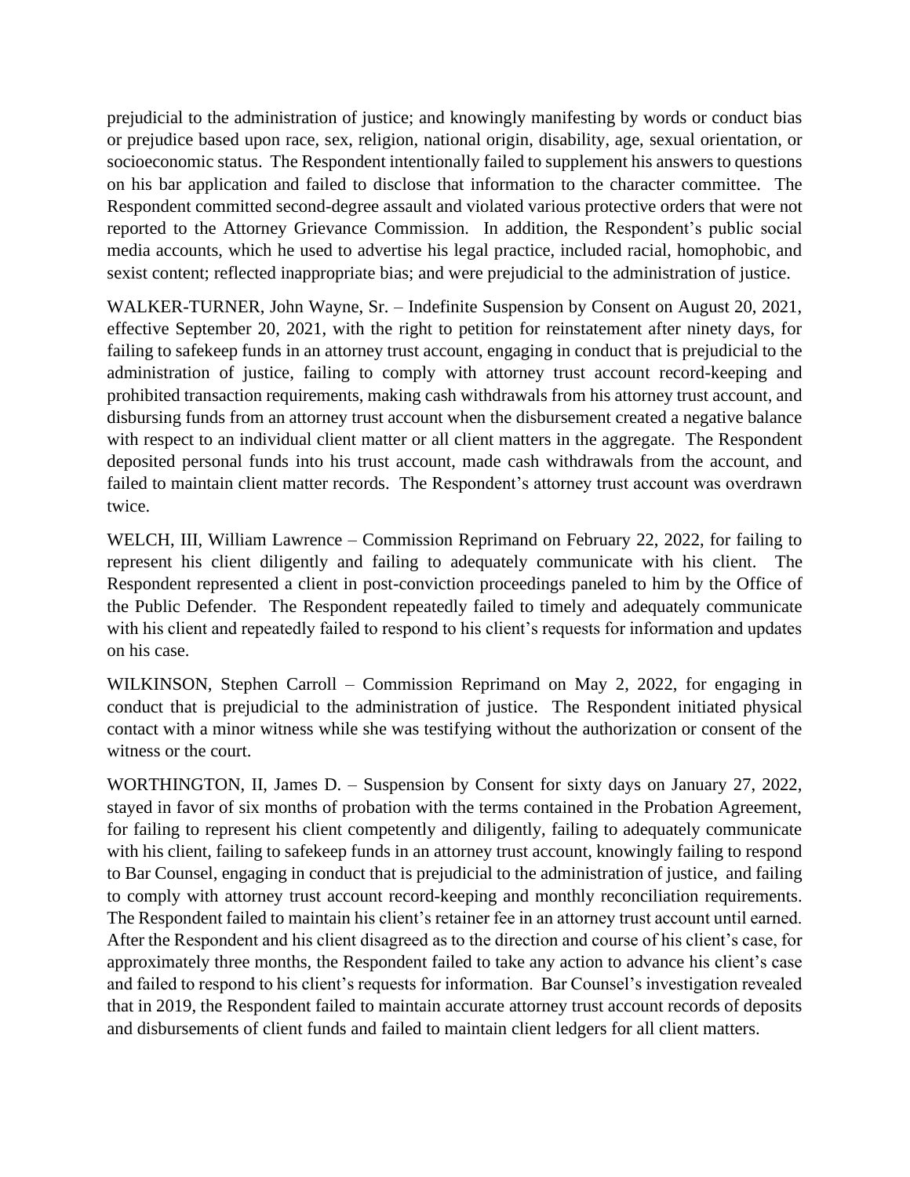prejudicial to the administration of justice; and knowingly manifesting by words or conduct bias or prejudice based upon race, sex, religion, national origin, disability, age, sexual orientation, or socioeconomic status. The Respondent intentionally failed to supplement his answers to questions on his bar application and failed to disclose that information to the character committee. The Respondent committed second-degree assault and violated various protective orders that were not reported to the Attorney Grievance Commission. In addition, the Respondent's public social media accounts, which he used to advertise his legal practice, included racial, homophobic, and sexist content; reflected inappropriate bias; and were prejudicial to the administration of justice.

WALKER-TURNER, John Wayne, Sr. – Indefinite Suspension by Consent on August 20, 2021, effective September 20, 2021, with the right to petition for reinstatement after ninety days, for failing to safekeep funds in an attorney trust account, engaging in conduct that is prejudicial to the administration of justice, failing to comply with attorney trust account record-keeping and prohibited transaction requirements, making cash withdrawals from his attorney trust account, and disbursing funds from an attorney trust account when the disbursement created a negative balance with respect to an individual client matter or all client matters in the aggregate. The Respondent deposited personal funds into his trust account, made cash withdrawals from the account, and failed to maintain client matter records. The Respondent's attorney trust account was overdrawn twice.

WELCH, III, William Lawrence – Commission Reprimand on February 22, 2022, for failing to represent his client diligently and failing to adequately communicate with his client. The Respondent represented a client in post-conviction proceedings paneled to him by the Office of the Public Defender. The Respondent repeatedly failed to timely and adequately communicate with his client and repeatedly failed to respond to his client's requests for information and updates on his case.

WILKINSON, Stephen Carroll – Commission Reprimand on May 2, 2022, for engaging in conduct that is prejudicial to the administration of justice. The Respondent initiated physical contact with a minor witness while she was testifying without the authorization or consent of the witness or the court.

WORTHINGTON, II, James D. – Suspension by Consent for sixty days on January 27, 2022, stayed in favor of six months of probation with the terms contained in the Probation Agreement, for failing to represent his client competently and diligently, failing to adequately communicate with his client, failing to safekeep funds in an attorney trust account, knowingly failing to respond to Bar Counsel, engaging in conduct that is prejudicial to the administration of justice, and failing to comply with attorney trust account record-keeping and monthly reconciliation requirements. The Respondent failed to maintain his client's retainer fee in an attorney trust account until earned. After the Respondent and his client disagreed as to the direction and course of his client's case, for approximately three months, the Respondent failed to take any action to advance his client's case and failed to respond to his client's requests for information. Bar Counsel's investigation revealed that in 2019, the Respondent failed to maintain accurate attorney trust account records of deposits and disbursements of client funds and failed to maintain client ledgers for all client matters.